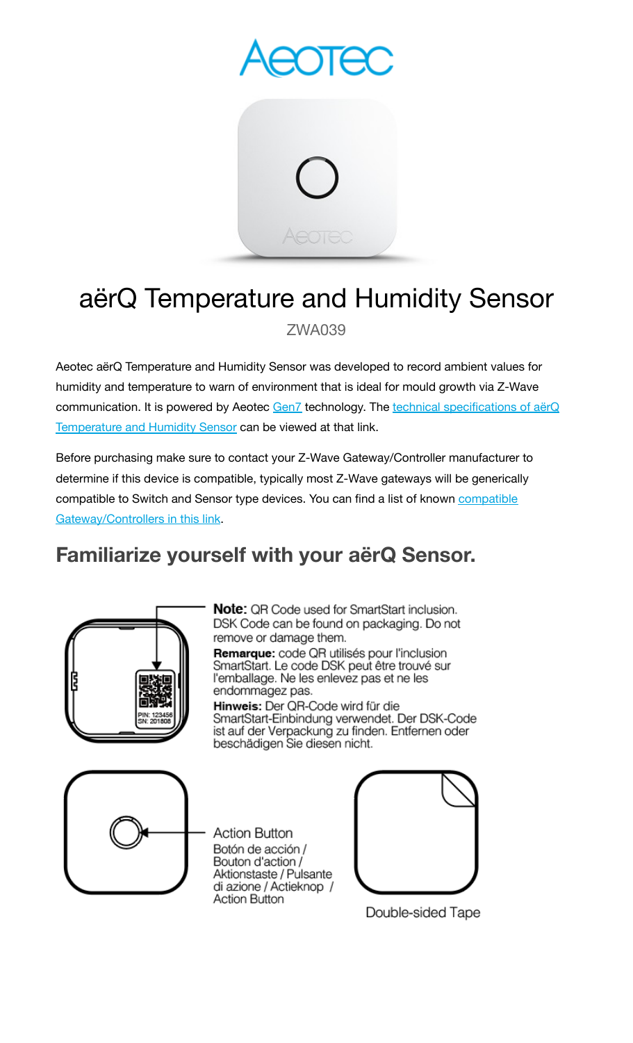# aërQ Temperature and Humidity Sensor

ZWA039

Aeotec aërQ Temperature and Humidity Sensor was developed to record ambient values for humidity and temperature to warn of environment that is ideal for mould growth via Z-Wave communication. It is powered by Aeotec Gen7 technology. The technical specifications of aërQ Temperature and Humidity Sensor can be viewed at that link.

Before purchasing make sure to contact your Z-Wave Gateway/Controller manufacturer to determine if this device is compatible, typically most Z-Wave gateways will be generically compatible to Switch and Sensor type devices. You can find a list of known compatible Gateway/Controllers in this link.

## Familiarize yourself with your aërQ Sensor.

PIN: 123456
SN: 201808

**Note:** QR Code used for SmartStart inclusion. DSK Code can be found on packaging. Do not remove or damage them.

**Remarque:** code QR utilisés pour l'inclusion SmartStart. Le code DSK peut être trouvé sur l'emballage. Ne les enlevez pas et ne les endommagez pas.

**Hinweis:** Der QR-Code wird für die SmartStart-Einbindung verwendet. Der DSK-Code ist auf der Verpackung zu finden. Entfernen oder beschädigen Sie diesen nicht.

Action Button
Botón de acción / Bouton d'action / Aktionstaste / Pulsante di azione / Actieknop / Action Button

Double-sided Tape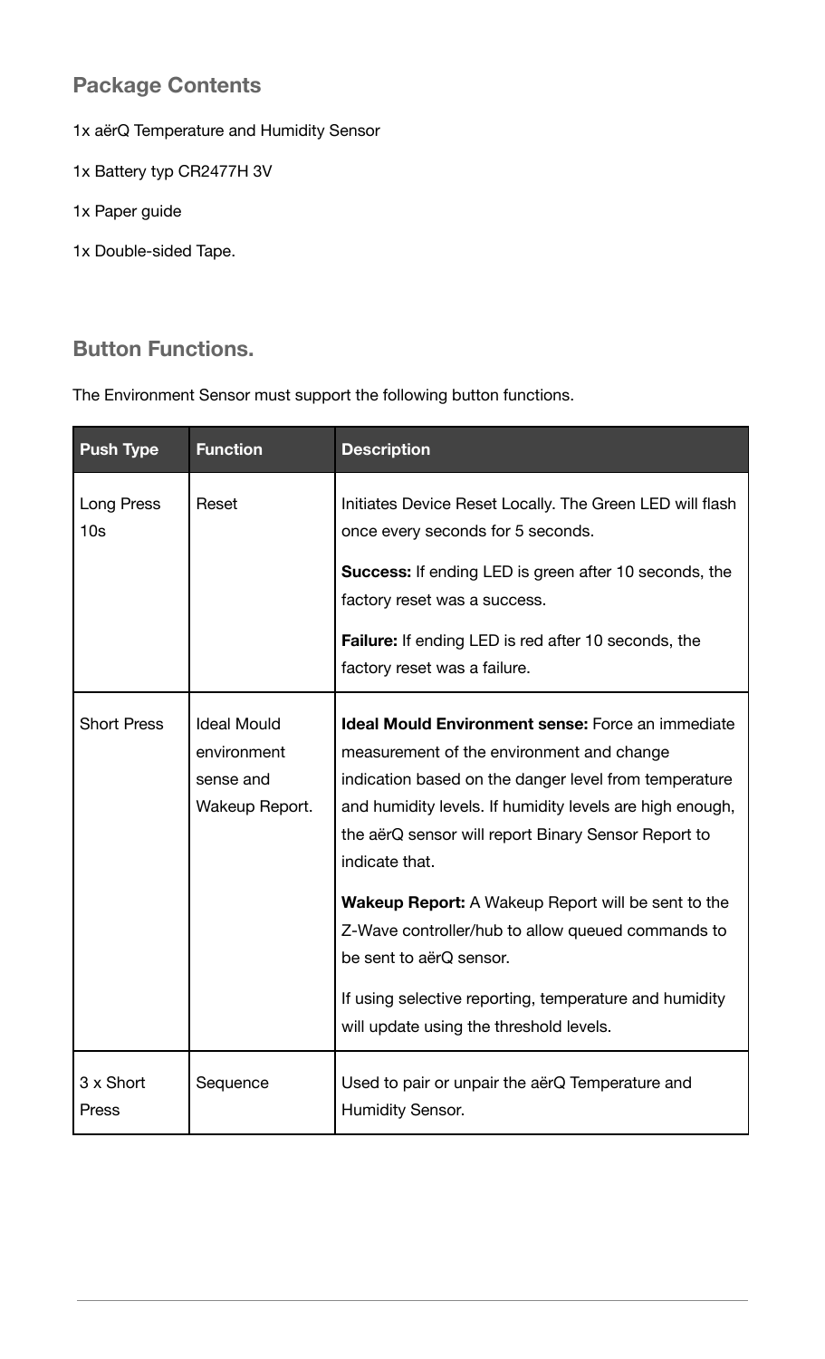## Package Contents

1x aërQ Temperature and Humidity Sensor

1x Battery typ CR2477H 3V

1x Paper guide

1x Double-sided Tape.

## Button Functions.

The Environment Sensor must support the following button functions.

| Push Type | Function | Description |
|---|---|---|
| Long Press 10s | Reset | Initiates Device Reset Locally. The Green LED will flash once every seconds for 5 seconds.<br><br>**Success:** If ending LED is green after 10 seconds, the factory reset was a success.<br><br>**Failure:** If ending LED is red after 10 seconds, the factory reset was a failure. |
| Short Press | Ideal Mould environment sense and Wakeup Report. | **Ideal Mould Environment sense:** Force an immediate measurement of the environment and change indication based on the danger level from temperature and humidity levels. If humidity levels are high enough, the aërQ sensor will report Binary Sensor Report to indicate that.<br><br>**Wakeup Report:** A Wakeup Report will be sent to the Z-Wave controller/hub to allow queued commands to be sent to aërQ sensor.<br><br>If using selective reporting, temperature and humidity will update using the threshold levels. |
| 3 x Short Press | Sequence | Used to pair or unpair the aërQ Temperature and Humidity Sensor. |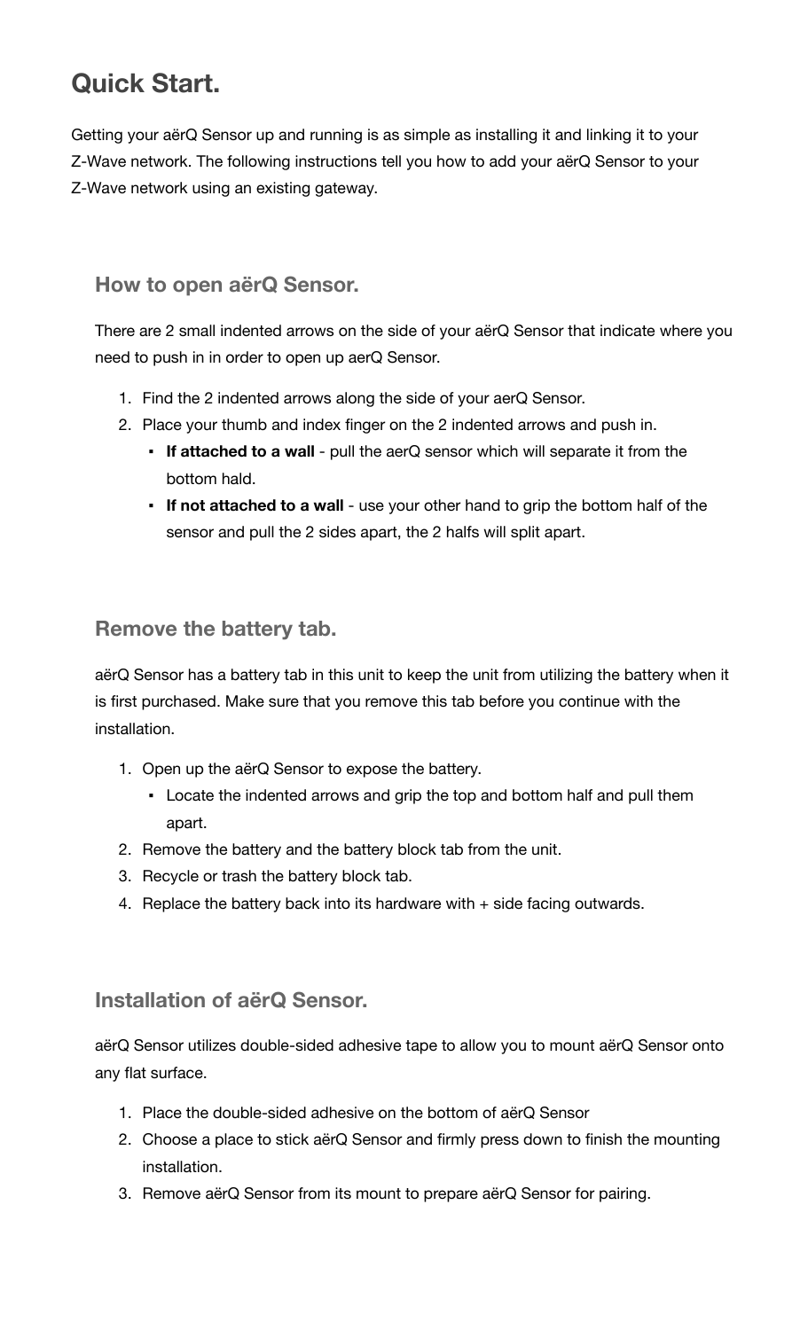# Quick Start.

Getting your aërQ Sensor up and running is as simple as installing it and linking it to your Z-Wave network. The following instructions tell you how to add your aërQ Sensor to your Z-Wave network using an existing gateway.

## How to open aërQ Sensor.

There are 2 small indented arrows on the side of your aërQ Sensor that indicate where you need to push in in order to open up aerQ Sensor.

1. Find the 2 indented arrows along the side of your aerQ Sensor.
2. Place your thumb and index finger on the 2 indented arrows and push in.
   - **If attached to a wall** - pull the aerQ sensor which will separate it from the bottom hald.
   - **If not attached to a wall** - use your other hand to grip the bottom half of the sensor and pull the 2 sides apart, the 2 halfs will split apart.

## Remove the battery tab.

aërQ Sensor has a battery tab in this unit to keep the unit from utilizing the battery when it is first purchased. Make sure that you remove this tab before you continue with the installation.

1. Open up the aërQ Sensor to expose the battery.
   - Locate the indented arrows and grip the top and bottom half and pull them apart.
2. Remove the battery and the battery block tab from the unit.
3. Recycle or trash the battery block tab.
4. Replace the battery back into its hardware with + side facing outwards.

## Installation of aërQ Sensor.

aërQ Sensor utilizes double-sided adhesive tape to allow you to mount aërQ Sensor onto any flat surface.

1. Place the double-sided adhesive on the bottom of aërQ Sensor
2. Choose a place to stick aërQ Sensor and firmly press down to finish the mounting installation.
3. Remove aërQ Sensor from its mount to prepare aërQ Sensor for pairing.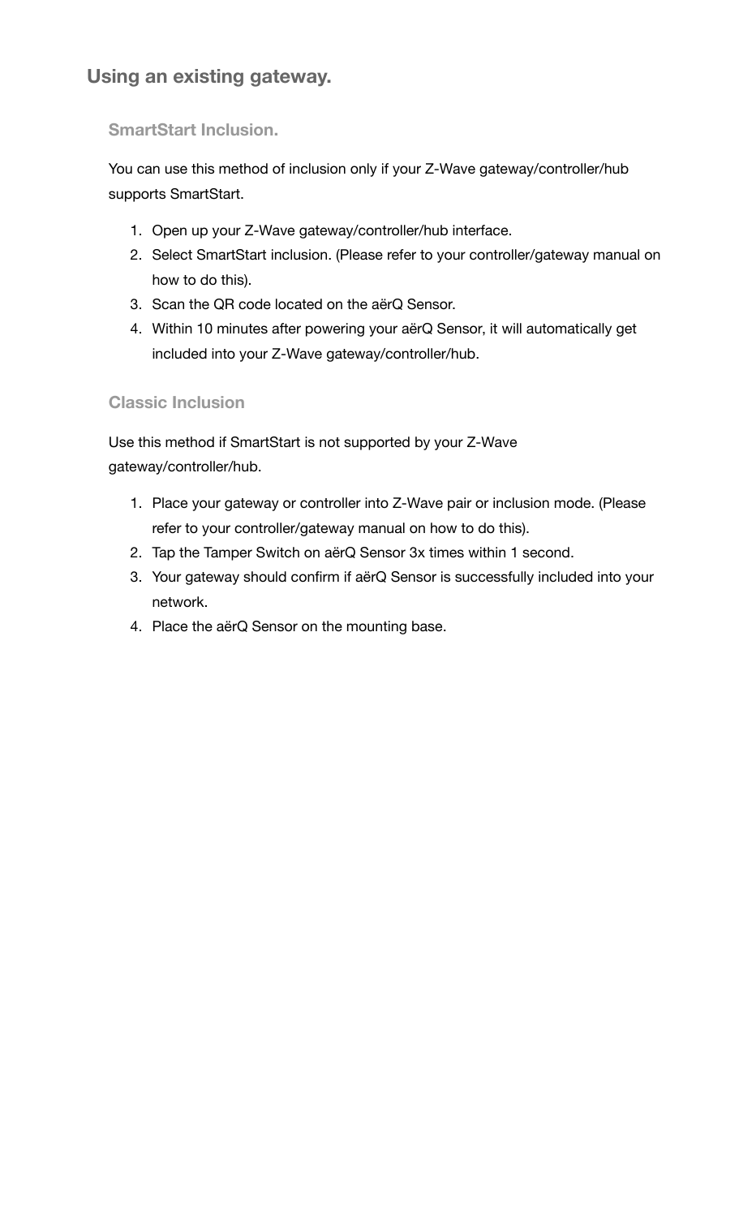## Using an existing gateway.

### SmartStart Inclusion.

You can use this method of inclusion only if your Z-Wave gateway/controller/hub supports SmartStart.

1. Open up your Z-Wave gateway/controller/hub interface.
2. Select SmartStart inclusion. (Please refer to your controller/gateway manual on how to do this).
3. Scan the QR code located on the aërQ Sensor.
4. Within 10 minutes after powering your aërQ Sensor, it will automatically get included into your Z-Wave gateway/controller/hub.

### Classic Inclusion

Use this method if SmartStart is not supported by your Z-Wave gateway/controller/hub.

1. Place your gateway or controller into Z-Wave pair or inclusion mode. (Please refer to your controller/gateway manual on how to do this).
2. Tap the Tamper Switch on aërQ Sensor 3x times within 1 second.
3. Your gateway should confirm if aërQ Sensor is successfully included into your network.
4. Place the aërQ Sensor on the mounting base.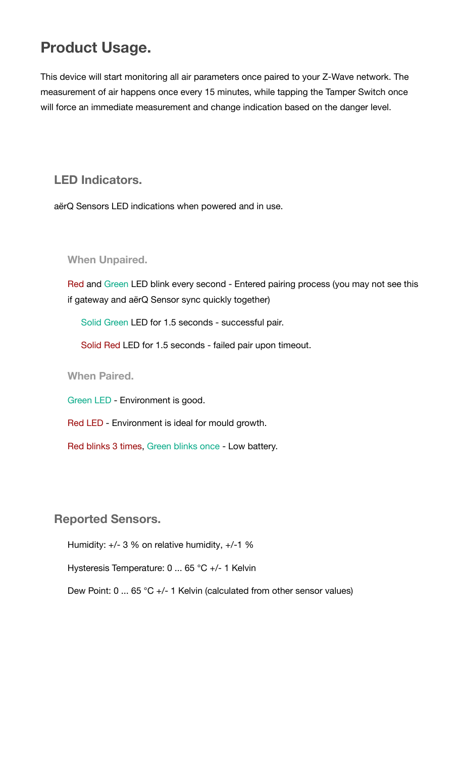# Product Usage.

This device will start monitoring all air parameters once paired to your Z-Wave network. The measurement of air happens once every 15 minutes, while tapping the Tamper Switch once will force an immediate measurement and change indication based on the danger level.

## LED Indicators.

aërQ Sensors LED indications when powered and in use.

### When Unpaired.

Red and Green LED blink every second - Entered pairing process (you may not see this if gateway and aërQ Sensor sync quickly together)

- Solid Green LED for 1.5 seconds - successful pair.
- Solid Red LED for 1.5 seconds - failed pair upon timeout.

### When Paired.

Green LED - Environment is good.

Red LED - Environment is ideal for mould growth.

Red blinks 3 times, Green blinks once - Low battery.

## Reported Sensors.

Humidity: +/- 3 % on relative humidity, +/-1 %

Hysteresis Temperature: 0 ... 65 °C +/- 1 Kelvin

Dew Point: 0 ... 65 °C +/- 1 Kelvin (calculated from other sensor values)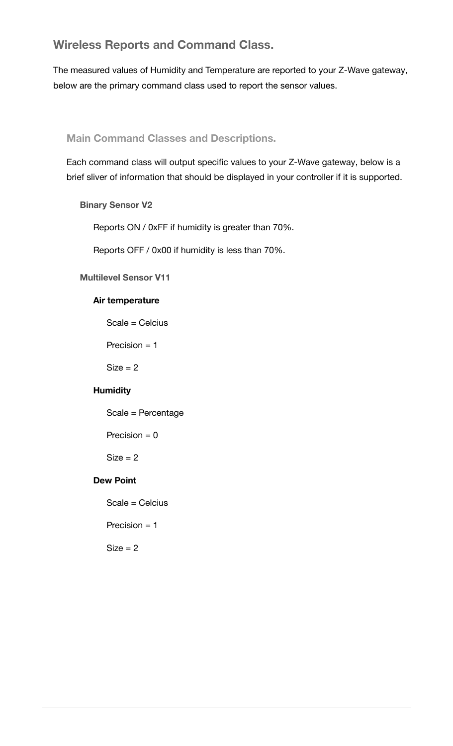## Wireless Reports and Command Class.

The measured values of Humidity and Temperature are reported to your Z-Wave gateway, below are the primary command class used to report the sensor values.

### Main Command Classes and Descriptions.

Each command class will output specific values to your Z-Wave gateway, below is a brief sliver of information that should be displayed in your controller if it is supported.

#### Binary Sensor V2

Reports ON / 0xFF if humidity is greater than 70%.

Reports OFF / 0x00 if humidity is less than 70%.

#### Multilevel Sensor V11

**Air temperature**

Scale = Celcius

Precision = 1

Size = 2

**Humidity**

Scale = Percentage

Precision = 0

Size = 2

**Dew Point**

Scale = Celcius

Precision = 1

Size = 2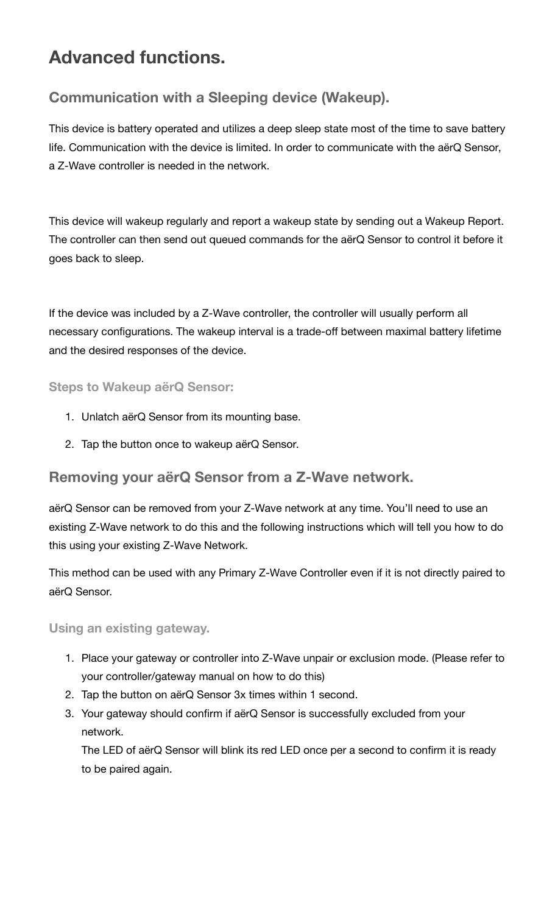# Advanced functions.

## Communication with a Sleeping device (Wakeup).

This device is battery operated and utilizes a deep sleep state most of the time to save battery life. Communication with the device is limited. In order to communicate with the aërQ Sensor, a Z-Wave controller is needed in the network.

This device will wakeup regularly and report a wakeup state by sending out a Wakeup Report. The controller can then send out queued commands for the aërQ Sensor to control it before it goes back to sleep.

If the device was included by a Z-Wave controller, the controller will usually perform all necessary configurations. The wakeup interval is a trade-off between maximal battery lifetime and the desired responses of the device.

### Steps to Wakeup aërQ Sensor:

1. Unlatch aërQ Sensor from its mounting base.
2. Tap the button once to wakeup aërQ Sensor.

## Removing your aërQ Sensor from a Z-Wave network.

aërQ Sensor can be removed from your Z-Wave network at any time. You'll need to use an existing Z-Wave network to do this and the following instructions which will tell you how to do this using your existing Z-Wave Network.

This method can be used with any Primary Z-Wave Controller even if it is not directly paired to aërQ Sensor.

### Using an existing gateway.

1. Place your gateway or controller into Z-Wave unpair or exclusion mode. (Please refer to your controller/gateway manual on how to do this)
2. Tap the button on aërQ Sensor 3x times within 1 second.
3. Your gateway should confirm if aërQ Sensor is successfully excluded from your network.
   The LED of aërQ Sensor will blink its red LED once per a second to confirm it is ready to be paired again.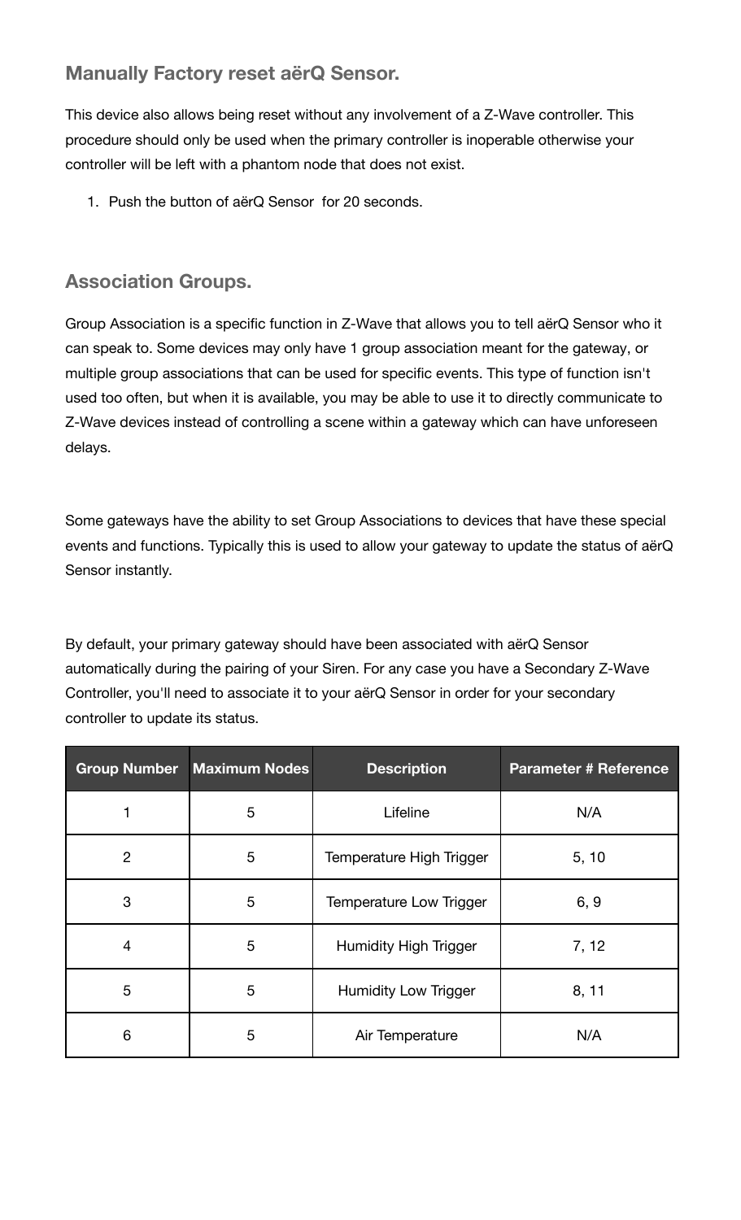## Manually Factory reset aërQ Sensor.

This device also allows being reset without any involvement of a Z-Wave controller. This procedure should only be used when the primary controller is inoperable otherwise your controller will be left with a phantom node that does not exist.

1. Push the button of aërQ Sensor  for 20 seconds.

## Association Groups.

Group Association is a specific function in Z-Wave that allows you to tell aërQ Sensor who it can speak to. Some devices may only have 1 group association meant for the gateway, or multiple group associations that can be used for specific events. This type of function isn't used too often, but when it is available, you may be able to use it to directly communicate to Z-Wave devices instead of controlling a scene within a gateway which can have unforeseen delays.

Some gateways have the ability to set Group Associations to devices that have these special events and functions. Typically this is used to allow your gateway to update the status of aërQ Sensor instantly.

By default, your primary gateway should have been associated with aërQ Sensor automatically during the pairing of your Siren. For any case you have a Secondary Z-Wave Controller, you'll need to associate it to your aërQ Sensor in order for your secondary controller to update its status.

| Group Number | Maximum Nodes | Description | Parameter # Reference |
|---|---|---|---|
| 1 | 5 | Lifeline | N/A |
| 2 | 5 | Temperature High Trigger | 5, 10 |
| 3 | 5 | Temperature Low Trigger | 6, 9 |
| 4 | 5 | Humidity High Trigger | 7, 12 |
| 5 | 5 | Humidity Low Trigger | 8, 11 |
| 6 | 5 | Air Temperature | N/A |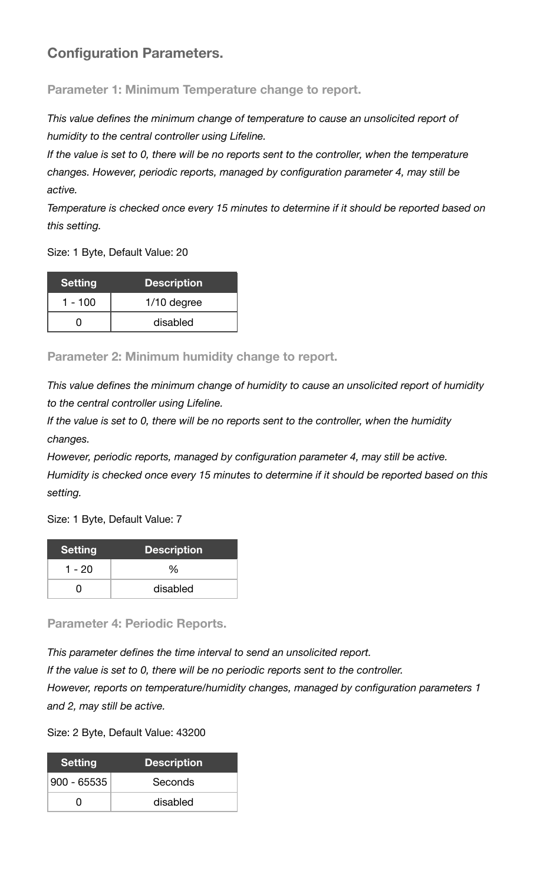## Configuration Parameters.

### Parameter 1: Minimum Temperature change to report.

*This value defines the minimum change of temperature to cause an unsolicited report of humidity to the central controller using Lifeline.*

*If the value is set to 0, there will be no reports sent to the controller, when the temperature changes. However, periodic reports, managed by configuration parameter 4, may still be active.*

*Temperature is checked once every 15 minutes to determine if it should be reported based on this setting.*

Size: 1 Byte, Default Value: 20

| Setting | Description |
|---|---|
| 1 - 100 | 1/10 degree |
| 0 | disabled |

### Parameter 2: Minimum humidity change to report.

*This value defines the minimum change of humidity to cause an unsolicited report of humidity to the central controller using Lifeline.*

*If the value is set to 0, there will be no reports sent to the controller, when the humidity changes.*

*However, periodic reports, managed by configuration parameter 4, may still be active.*

*Humidity is checked once every 15 minutes to determine if it should be reported based on this setting.*

Size: 1 Byte, Default Value: 7

| Setting | Description |
|---|---|
| 1 - 20 | % |
| 0 | disabled |

### Parameter 4: Periodic Reports.

*This parameter defines the time interval to send an unsolicited report.*

*If the value is set to 0, there will be no periodic reports sent to the controller.*

*However, reports on temperature/humidity changes, managed by configuration parameters 1 and 2, may still be active.*

Size: 2 Byte, Default Value: 43200

| Setting | Description |
|---|---|
| 900 - 65535 | Seconds |
| 0 | disabled |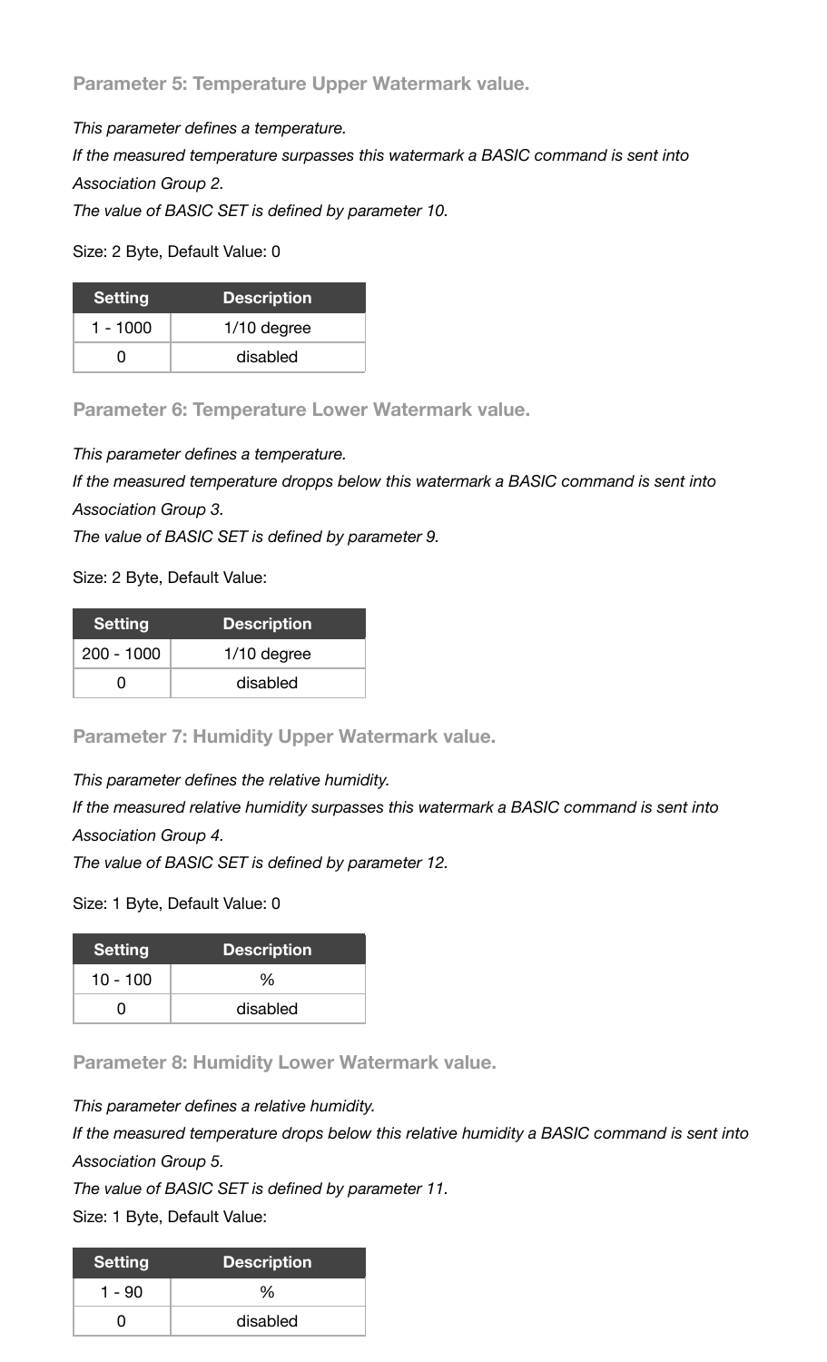### Parameter 5: Temperature Upper Watermark value.

*This parameter defines a temperature.*
*If the measured temperature surpasses this watermark a BASIC command is sent into Association Group 2.*
*The value of BASIC SET is defined by parameter 10.*

Size: 2 Byte, Default Value: 0

| Setting | Description |
|---|---|
| 1 - 1000 | 1/10 degree |
| 0 | disabled |

### Parameter 6: Temperature Lower Watermark value.

*This parameter defines a temperature.*
*If the measured temperature dropps below this watermark a BASIC command is sent into Association Group 3.*
*The value of BASIC SET is defined by parameter 9.*

Size: 2 Byte, Default Value:

| Setting | Description |
|---|---|
| 200 - 1000 | 1/10 degree |
| 0 | disabled |

### Parameter 7: Humidity Upper Watermark value.

*This parameter defines the relative humidity.*
*If the measured relative humidity surpasses this watermark a BASIC command is sent into Association Group 4.*
*The value of BASIC SET is defined by parameter 12.*

Size: 1 Byte, Default Value: 0

| Setting | Description |
|---|---|
| 10 - 100 | % |
| 0 | disabled |

### Parameter 8: Humidity Lower Watermark value.

*This parameter defines a relative humidity.*
*If the measured temperature drops below this relative humidity a BASIC command is sent into Association Group 5.*
*The value of BASIC SET is defined by parameter 11.*

Size: 1 Byte, Default Value:

| Setting | Description |
|---|---|
| 1 - 90 | % |
| 0 | disabled |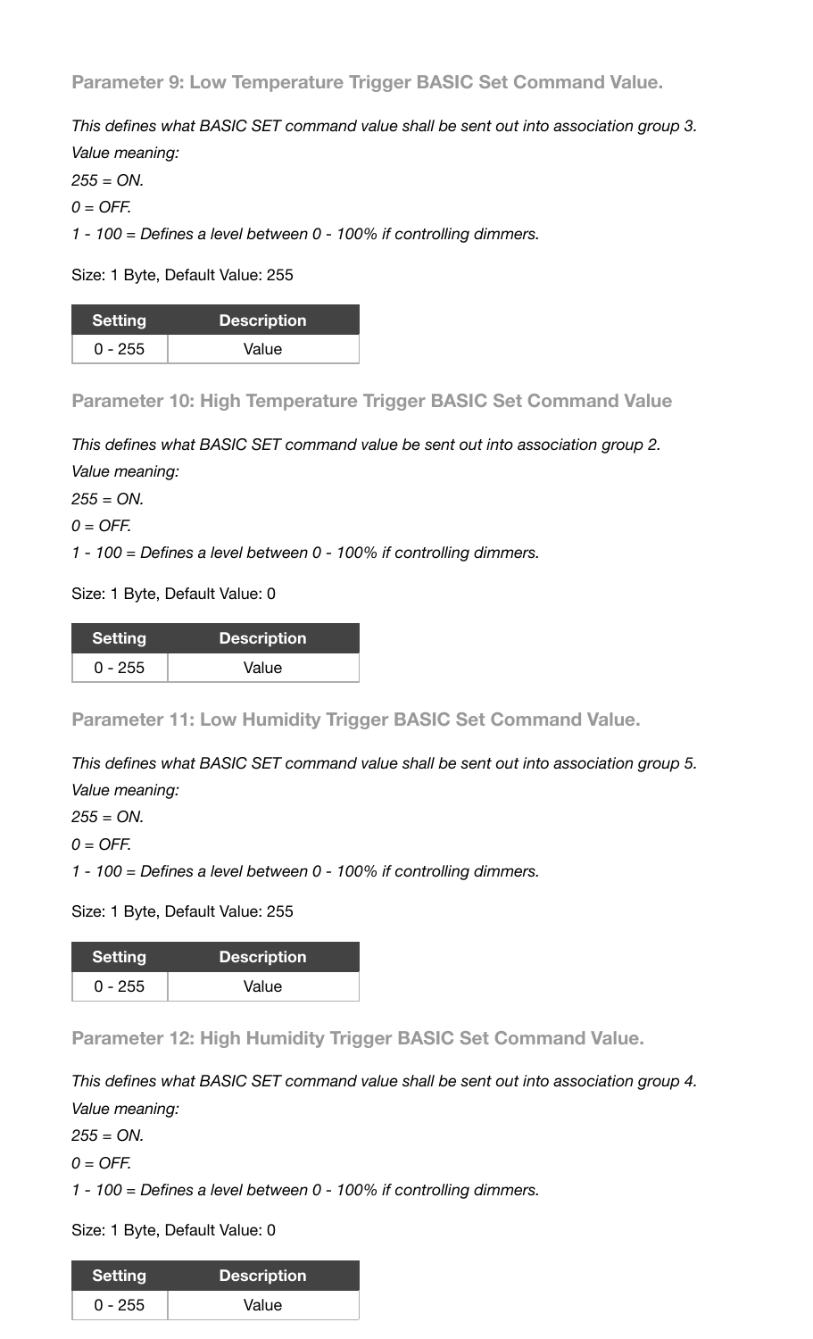### Parameter 9: Low Temperature Trigger BASIC Set Command Value.

*This defines what BASIC SET command value shall be sent out into association group 3.*

*Value meaning:*

*255 = ON.*

*0 = OFF.*

*1 - 100 = Defines a level between 0 - 100% if controlling dimmers.*

Size: 1 Byte, Default Value: 255

| Setting | Description |
| --- | --- |
| 0 - 255 | Value |

### Parameter 10: High Temperature Trigger BASIC Set Command Value

*This defines what BASIC SET command value be sent out into association group 2.*

*Value meaning:*

*255 = ON.*

*0 = OFF.*

*1 - 100 = Defines a level between 0 - 100% if controlling dimmers.*

Size: 1 Byte, Default Value: 0

| Setting | Description |
| --- | --- |
| 0 - 255 | Value |

### Parameter 11: Low Humidity Trigger BASIC Set Command Value.

*This defines what BASIC SET command value shall be sent out into association group 5.*

*Value meaning:*

*255 = ON.*

*0 = OFF.*

*1 - 100 = Defines a level between 0 - 100% if controlling dimmers.*

Size: 1 Byte, Default Value: 255

| Setting | Description |
| --- | --- |
| 0 - 255 | Value |

### Parameter 12: High Humidity Trigger BASIC Set Command Value.

*This defines what BASIC SET command value shall be sent out into association group 4.*

*Value meaning:*

*255 = ON.*

*0 = OFF.*

*1 - 100 = Defines a level between 0 - 100% if controlling dimmers.*

Size: 1 Byte, Default Value: 0

| Setting | Description |
| --- | --- |
| 0 - 255 | Value |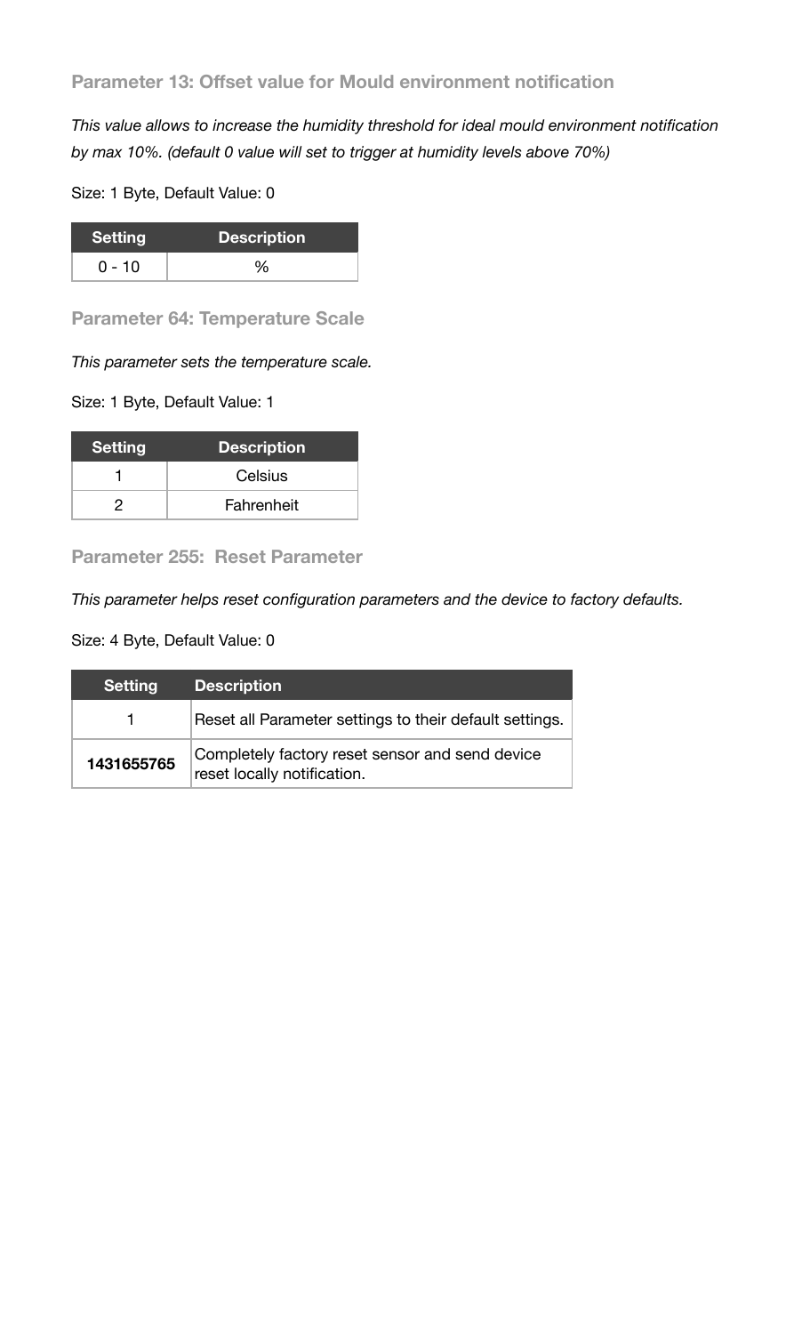### Parameter 13: Offset value for Mould environment notification

*This value allows to increase the humidity threshold for ideal mould environment notification by max 10%. (default 0 value will set to trigger at humidity levels above 70%)*

Size: 1 Byte, Default Value: 0

| Setting | Description |
| --- | --- |
| 0 - 10 | % |

### Parameter 64: Temperature Scale

*This parameter sets the temperature scale.*

Size: 1 Byte, Default Value: 1

| Setting | Description |
| --- | --- |
| 1 | Celsius |
| 2 | Fahrenheit |

### Parameter 255:  Reset Parameter

*This parameter helps reset configuration parameters and the device to factory defaults.*

Size: 4 Byte, Default Value: 0

| Setting | Description |
| --- | --- |
| 1 | Reset all Parameter settings to their default settings. |
| **1431655765** | Completely factory reset sensor and send device reset locally notification. |